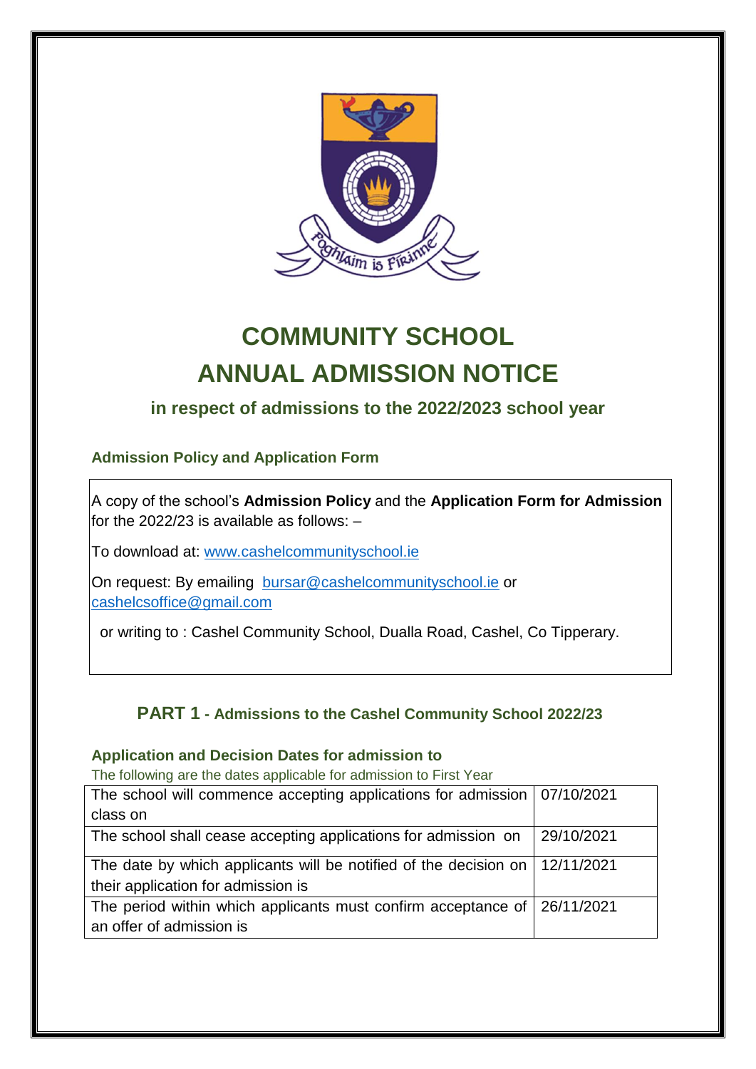# COMMUNITY SCHOOL
# ANNUAL ADMISSION NOTICE

### in respect of admissions to the 2022/2023 school year

#### Admission Policy and Application Form

A copy of the school's **Admission Policy** and the **Application Form for Admission** for the 2022/23 is available as follows: –

To download at: www.cashelcommunityschool.ie

On request: By emailing bursar@cashelcommunityschool.ie or cashelcsoffice@gmail.com

or writing to : Cashel Community School, Dualla Road, Cashel, Co Tipperary.

## PART 1 - Admissions to the Cashel Community School 2022/23

#### Application and Decision Dates for admission to

The following are the dates applicable for admission to First Year

| | |
|---|---|
| The school will commence accepting applications for admission class on | 07/10/2021 |
| The school shall cease accepting applications for admission on | 29/10/2021 |
| The date by which applicants will be notified of the decision on their application for admission is | 12/11/2021 |
| The period within which applicants must confirm acceptance of an offer of admission is | 26/11/2021 |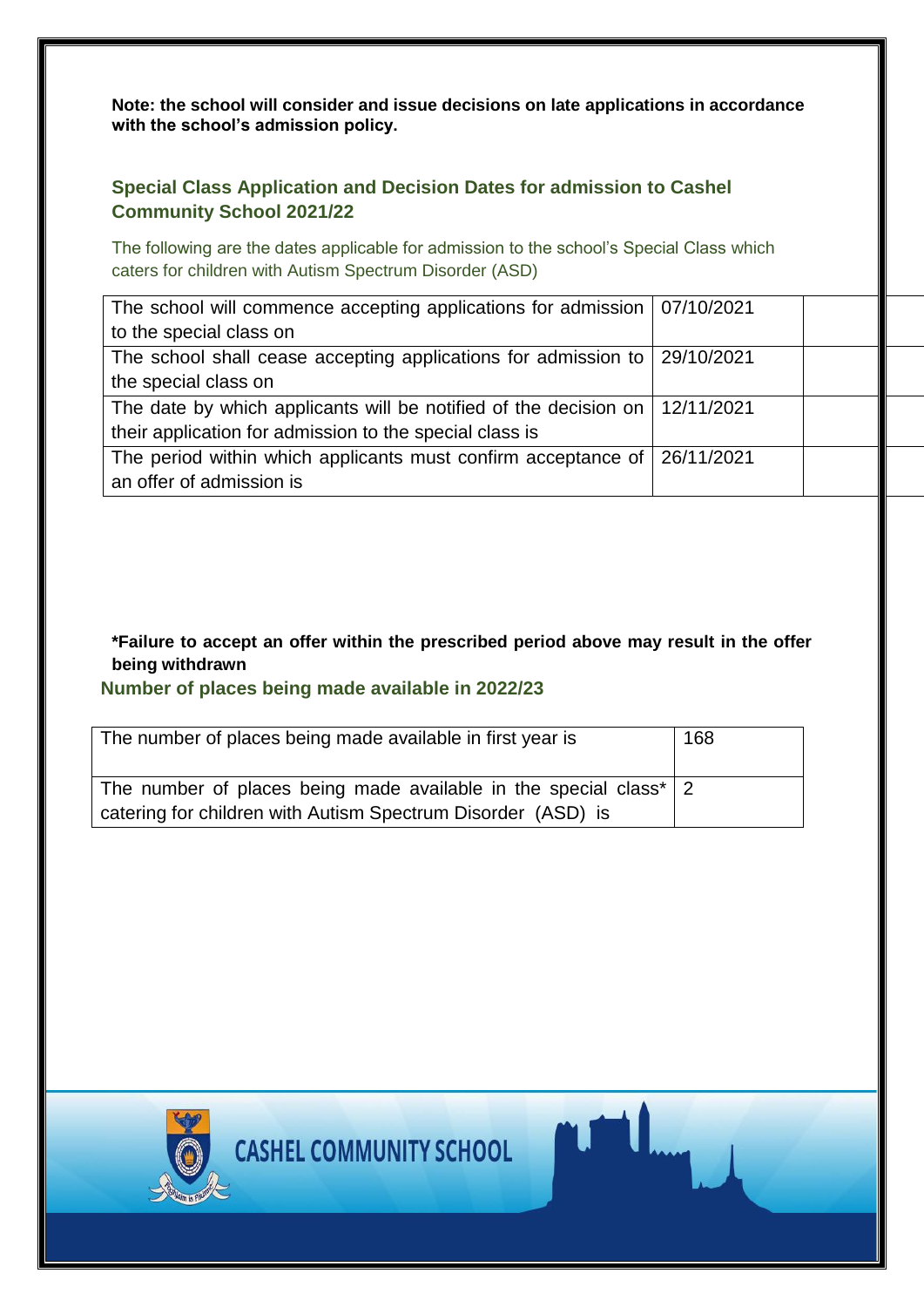**Note: the school will consider and issue decisions on late applications in accordance with the school's admission policy.**

## Special Class Application and Decision Dates for admission to Cashel Community School 2021/22

The following are the dates applicable for admission to the school's Special Class which caters for children with Autism Spectrum Disorder (ASD)

| | | |
|---|---|---|
| The school will commence accepting applications for admission to the special class on | 07/10/2021 | |
| The school shall cease accepting applications for admission to the special class on | 29/10/2021 | |
| The date by which applicants will be notified of the decision on their application for admission to the special class is | 12/11/2021 | |
| The period within which applicants must confirm acceptance of an offer of admission is | 26/11/2021 | |

**\*Failure to accept an offer within the prescribed period above may result in the offer being withdrawn**

## Number of places being made available in 2022/23

| | |
|---|---|
| The number of places being made available in first year is | 168 |
| The number of places being made available in the special class* catering for children with Autism Spectrum Disorder (ASD) is | 2 |